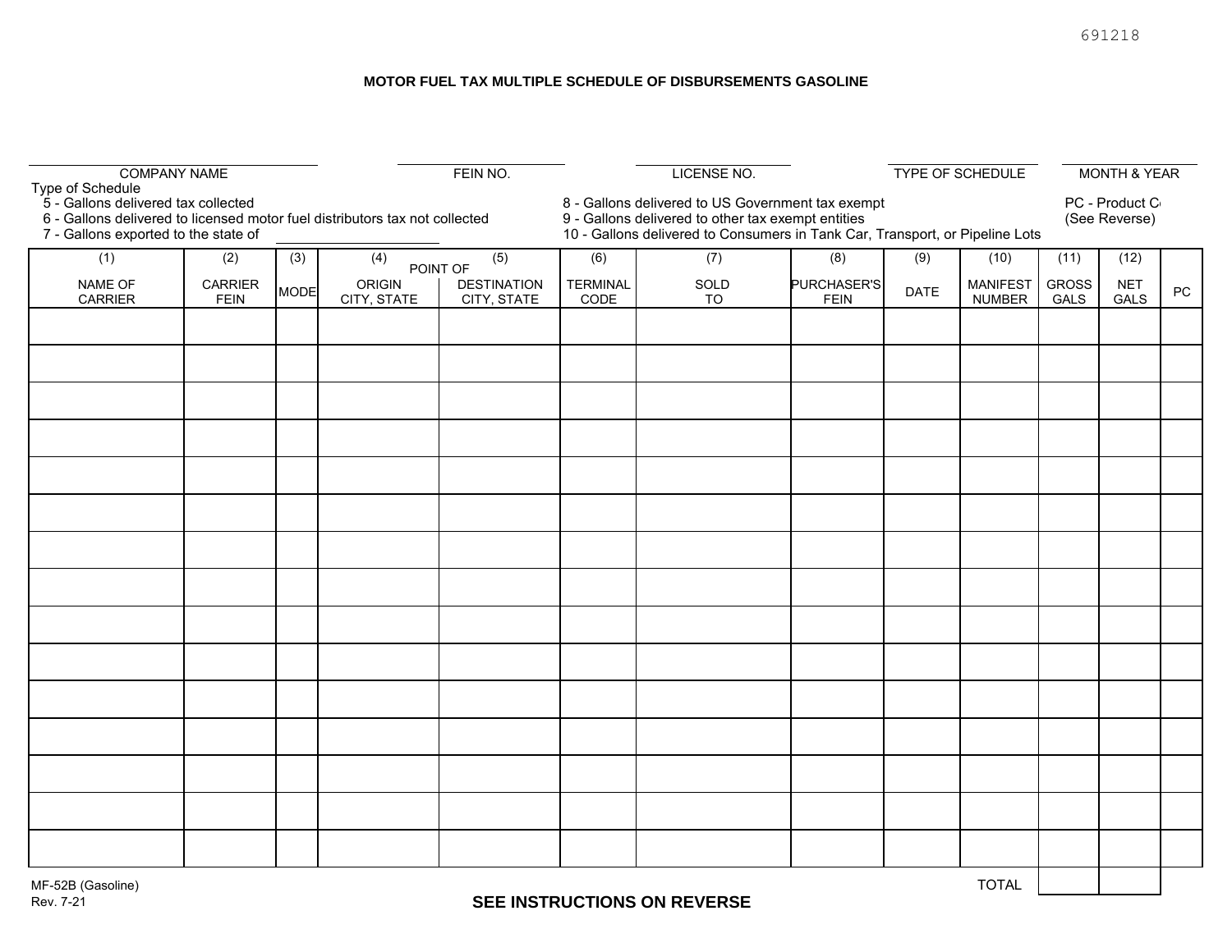691218

### MOTOR FUEL TAX MULTIPLE SCHEDULE OF DISBURSEMENTS GASOLINE

| COMPANY NAME | FEIN NO. | LICENSE NO. | TYPE OF SCHEDULE | MONTH & YEAR |
|---|---|---|---|---|
| | | | | |

Type of Schedule

- 5 - Gallons delivered tax collected
- 6 - Gallons delivered to licensed motor fuel distributors tax not collected
- 7 - Gallons exported to the state of ____________________
- 8 - Gallons delivered to US Government tax exempt
- 9 - Gallons delivered to other tax exempt entities
- 10 - Gallons delivered to Consumers in Tank Car, Transport, or Pipeline Lots

PC - Product C
(See Reverse)

| (1) NAME OF CARRIER | (2) CARRIER FEIN | (3) MODE | (4) POINT OF ORIGIN CITY, STATE | (5) POINT OF DESTINATION CITY, STATE | (6) TERMINAL CODE | (7) SOLD TO | (8) PURCHASER'S FEIN | (9) DATE | (10) MANIFEST NUMBER | (11) GROSS GALS | (12) NET GALS | PC |
|---|---|---|---|---|---|---|---|---|---|---|---|---|
| | | | | | | | | | | | | |
| | | | | | | | | | | | | |
| | | | | | | | | | | | | |
| | | | | | | | | | | | | |
| | | | | | | | | | | | | |
| | | | | | | | | | | | | |
| | | | | | | | | | | | | |
| | | | | | | | | | | | | |
| | | | | | | | | | | | | |
| | | | | | | | | | | | | |
| | | | | | | | | | | | | |
| | | | | | | | | | | | | |
| | | | | | | | | | | | | |
| | | | | | | | | | | | | |
| | | | | | | | | | | | | |
| | | | | | | | | | TOTAL | | | |

MF-52B (Gasoline)
Rev. 7-21

**SEE INSTRUCTIONS ON REVERSE**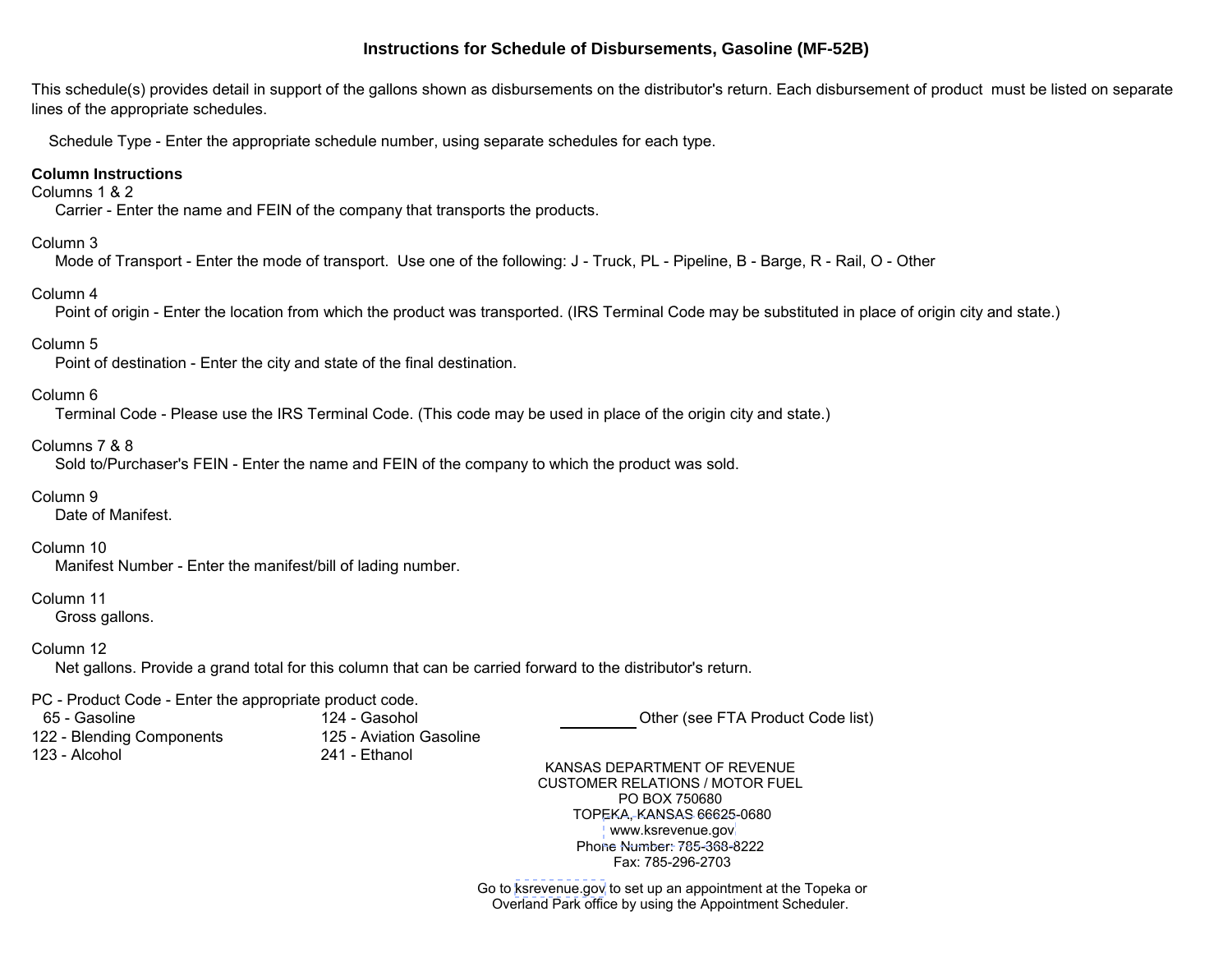# Instructions for Schedule of Disbursements, Gasoline (MF-52B)

This schedule(s) provides detail in support of the gallons shown as disbursements on the distributor's return. Each disbursement of product must be listed on separate lines of the appropriate schedules.

Schedule Type - Enter the appropriate schedule number, using separate schedules for each type.

**Column Instructions**

Columns 1 & 2
Carrier - Enter the name and FEIN of the company that transports the products.

Column 3
Mode of Transport - Enter the mode of transport. Use one of the following: J - Truck, PL - Pipeline, B - Barge, R - Rail, O - Other

Column 4
Point of origin - Enter the location from which the product was transported. (IRS Terminal Code may be substituted in place of origin city and state.)

Column 5
Point of destination - Enter the city and state of the final destination.

Column 6
Terminal Code - Please use the IRS Terminal Code. (This code may be used in place of the origin city and state.)

Columns 7 & 8
Sold to/Purchaser's FEIN - Enter the name and FEIN of the company to which the product was sold.

Column 9
Date of Manifest.

Column 10
Manifest Number - Enter the manifest/bill of lading number.

Column 11
Gross gallons.

Column 12
Net gallons. Provide a grand total for this column that can be carried forward to the distributor's return.

PC - Product Code - Enter the appropriate product code.

65 - Gasoline
122 - Blending Components
123 - Alcohol
124 - Gasohol
125 - Aviation Gasoline
241 - Ethanol
_________ Other (see FTA Product Code list)

KANSAS DEPARTMENT OF REVENUE
CUSTOMER RELATIONS / MOTOR FUEL
PO BOX 750680
TOPEKA, KANSAS 66625-0680
www.ksrevenue.gov
Phone Number: 785-368-8222
Fax: 785-296-2703

Go to ksrevenue.gov to set up an appointment at the Topeka or Overland Park office by using the Appointment Scheduler.